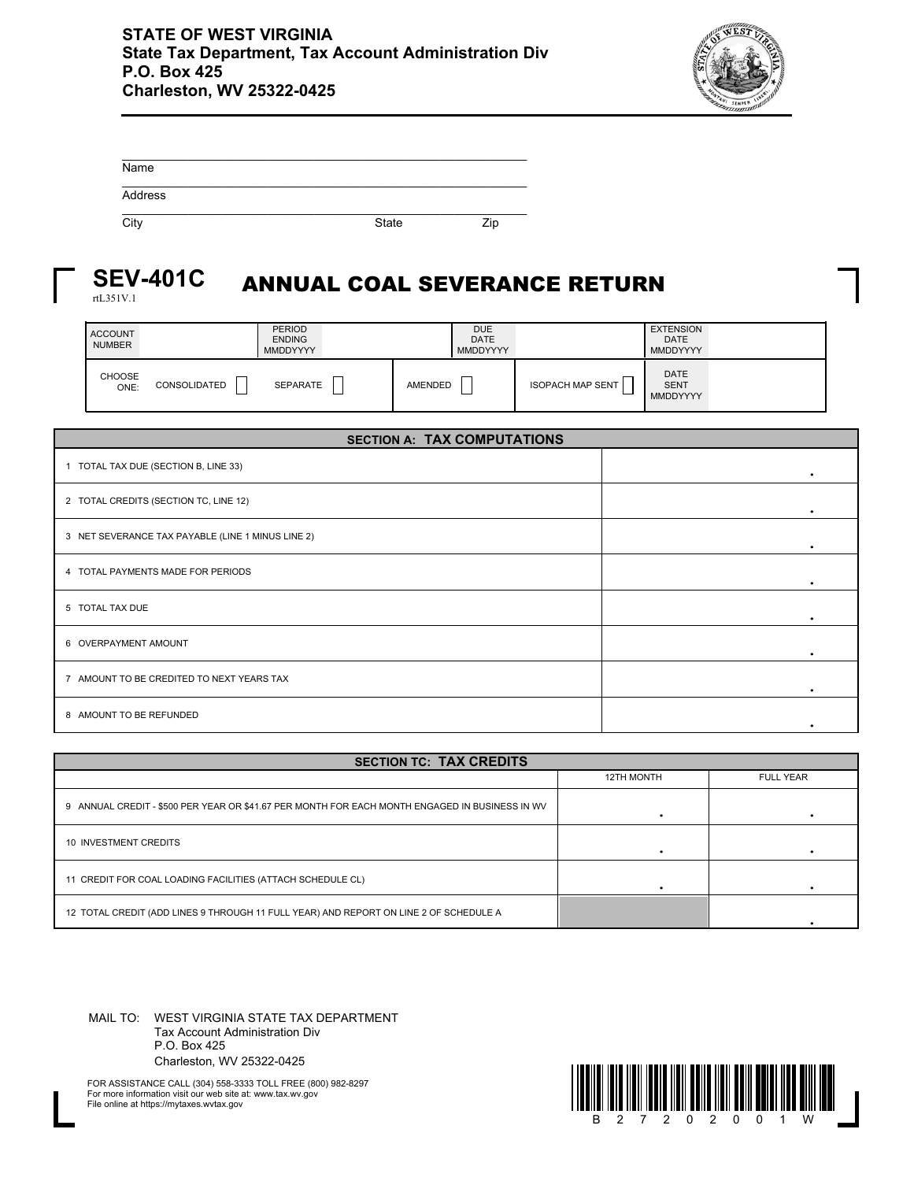**STATE OF WEST VIRGINIA**
**State Tax Department, Tax Account Administration Div**
**P.O. Box 425**
**Charleston, WV 25322-0425**

Name ______________________________

Address ______________________________

City ____________ State ______ Zip ______

# SEV-401C ANNUAL COAL SEVERANCE RETURN

rtL351V.1

| ACCOUNT NUMBER | | PERIOD ENDING MMDDYYYY | | DUE DATE MMDDYYYY | | EXTENSION DATE MMDDYYYY | |
|---|---|---|---|---|---|---|---|
| CHOOSE ONE: | CONSOLIDATED ☐ | SEPARATE ☐ | AMENDED ☐ | ISOPACH MAP SENT ☐ | | DATE SENT MMDDYYYY | |

| SECTION A: TAX COMPUTATIONS | |
|---|---|
| 1 TOTAL TAX DUE (SECTION B, LINE 33) | . |
| 2 TOTAL CREDITS (SECTION TC, LINE 12) | . |
| 3 NET SEVERANCE TAX PAYABLE (LINE 1 MINUS LINE 2) | . |
| 4 TOTAL PAYMENTS MADE FOR PERIODS | . |
| 5 TOTAL TAX DUE | . |
| 6 OVERPAYMENT AMOUNT | . |
| 7 AMOUNT TO BE CREDITED TO NEXT YEARS TAX | . |
| 8 AMOUNT TO BE REFUNDED | . |

| SECTION TC: TAX CREDITS | 12TH MONTH | FULL YEAR |
|---|---|---|
| 9 ANNUAL CREDIT - $500 PER YEAR OR $41.67 PER MONTH FOR EACH MONTH ENGAGED IN BUSINESS IN WV | . | . |
| 10 INVESTMENT CREDITS | . | . |
| 11 CREDIT FOR COAL LOADING FACILITIES (ATTACH SCHEDULE CL) | . | . |
| 12 TOTAL CREDIT (ADD LINES 9 THROUGH 11 FULL YEAR) AND REPORT ON LINE 2 OF SCHEDULE A | | . |

MAIL TO: WEST VIRGINIA STATE TAX DEPARTMENT
Tax Account Administration Div
P.O. Box 425
Charleston, WV 25322-0425

FOR ASSISTANCE CALL (304) 558-3333 TOLL FREE (800) 982-8297
For more information visit our web site at: www.tax.wv.gov
File online at https://mytaxes.wvtax.gov

B 2 7 2 0 2 0 0 1 W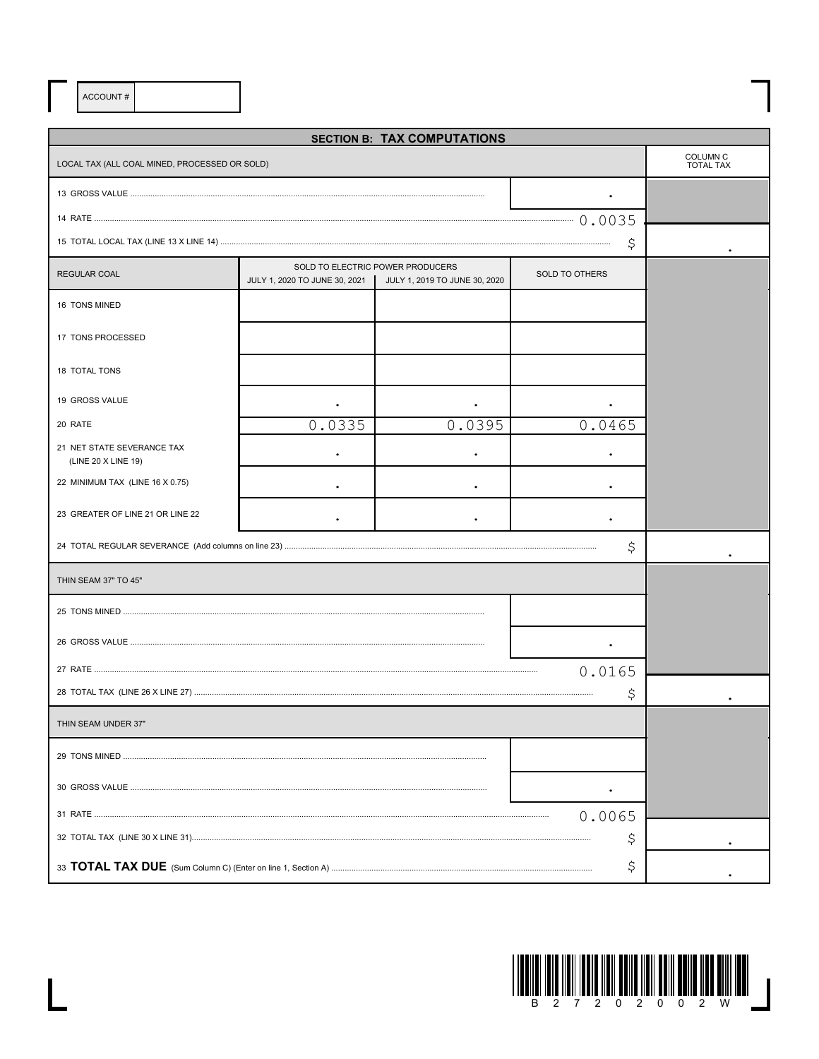ACCOUNT #

## SECTION B: TAX COMPUTATIONS

| LOCAL TAX (ALL COAL MINED, PROCESSED OR SOLD) | | | | COLUMN C TOTAL TAX |
|---|---|---|---|---|
| 13 GROSS VALUE | | | . | |
| 14 RATE | | | 0.0035 | |
| 15 TOTAL LOCAL TAX (LINE 13 X LINE 14) | | | $ | . |

| REGULAR COAL | SOLD TO ELECTRIC POWER PRODUCERS JULY 1, 2020 TO JUNE 30, 2021 | SOLD TO ELECTRIC POWER PRODUCERS JULY 1, 2019 TO JUNE 30, 2020 | SOLD TO OTHERS | |
|---|---|---|---|---|
| 16 TONS MINED | | | | |
| 17 TONS PROCESSED | | | | |
| 18 TOTAL TONS | | | | |
| 19 GROSS VALUE | . | . | . | |
| 20 RATE | 0.0335 | 0.0395 | 0.0465 | |
| 21 NET STATE SEVERANCE TAX (LINE 20 X LINE 19) | . | . | . | |
| 22 MINIMUM TAX (LINE 16 X 0.75) | . | . | . | |
| 23 GREATER OF LINE 21 OR LINE 22 | . | . | . | |
| 24 TOTAL REGULAR SEVERANCE (Add columns on line 23) | | | $ | . |

| THIN SEAM 37" TO 45" | | |
|---|---|---|
| 25 TONS MINED | | |
| 26 GROSS VALUE | . | |
| 27 RATE | 0.0165 | |
| 28 TOTAL TAX (LINE 26 X LINE 27) | $ | . |

| THIN SEAM UNDER 37" | | |
|---|---|---|
| 29 TONS MINED | | |
| 30 GROSS VALUE | . | |
| 31 RATE | 0.0065 | |
| 32 TOTAL TAX (LINE 30 X LINE 31) | $ | . |
| 33 **TOTAL TAX DUE** (Sum Column C) (Enter on line 1, Section A) | $ | . |

B 2 7 2 0 2 0 0 2 W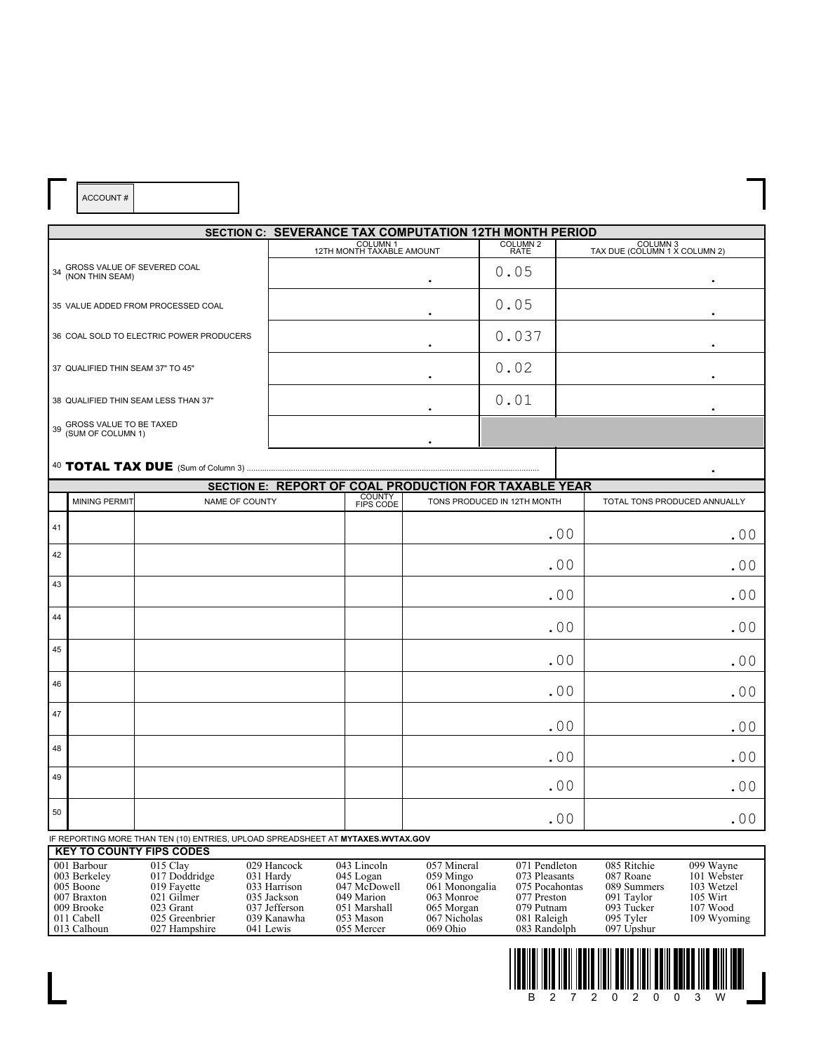ACCOUNT #

## SECTION C: SEVERANCE TAX COMPUTATION 12TH MONTH PERIOD

| | COLUMN 1 12TH MONTH TAXABLE AMOUNT | COLUMN 2 RATE | COLUMN 3 TAX DUE (COLUMN 1 X COLUMN 2) |
|---|---|---|---|
| 34 GROSS VALUE OF SEVERED COAL (NON THIN SEAM) | . | 0.05 | . |
| 35 VALUE ADDED FROM PROCESSED COAL | . | 0.05 | . |
| 36 COAL SOLD TO ELECTRIC POWER PRODUCERS | . | 0.037 | . |
| 37 QUALIFIED THIN SEAM 37" TO 45" | . | 0.02 | . |
| 38 QUALIFIED THIN SEAM LESS THAN 37" | . | 0.01 | . |
| 39 GROSS VALUE TO BE TAXED (SUM OF COLUMN 1) | . | | |
| 40 **TOTAL TAX DUE** (Sum of Column 3) | | | . |

## SECTION E: REPORT OF COAL PRODUCTION FOR TAXABLE YEAR

| | MINING PERMIT | NAME OF COUNTY | COUNTY FIPS CODE | TONS PRODUCED IN 12TH MONTH | TOTAL TONS PRODUCED ANNUALLY |
|---|---|---|---|---|---|
| 41 | | | | .00 | .00 |
| 42 | | | | .00 | .00 |
| 43 | | | | .00 | .00 |
| 44 | | | | .00 | .00 |
| 45 | | | | .00 | .00 |
| 46 | | | | .00 | .00 |
| 47 | | | | .00 | .00 |
| 48 | | | | .00 | .00 |
| 49 | | | | .00 | .00 |
| 50 | | | | .00 | .00 |

IF REPORTING MORE THAN TEN (10) ENTRIES, UPLOAD SPREADSHEET AT **MYTAXES.WVTAX.GOV**

### KEY TO COUNTY FIPS CODES

| | | | | | | | |
|---|---|---|---|---|---|---|---|
| 001 Barbour | 015 Clay | 029 Hancock | 043 Lincoln | 057 Mineral | 071 Pendleton | 085 Ritchie | 099 Wayne |
| 003 Berkeley | 017 Doddridge | 031 Hardy | 045 Logan | 059 Mingo | 073 Pleasants | 087 Roane | 101 Webster |
| 005 Boone | 019 Fayette | 033 Harrison | 047 McDowell | 061 Monongalia | 075 Pocahontas | 089 Summers | 103 Wetzel |
| 007 Braxton | 021 Gilmer | 035 Jackson | 049 Marion | 063 Monroe | 077 Preston | 091 Taylor | 105 Wirt |
| 009 Brooke | 023 Grant | 037 Jefferson | 051 Marshall | 065 Morgan | 079 Putnam | 093 Tucker | 107 Wood |
| 011 Cabell | 025 Greenbrier | 039 Kanawha | 053 Mason | 067 Nicholas | 081 Raleigh | 095 Tyler | 109 Wyoming |
| 013 Calhoun | 027 Hampshire | 041 Lewis | 055 Mercer | 069 Ohio | 083 Randolph | 097 Upshur | |

B 2 7 2 0 2 0 0 3 W